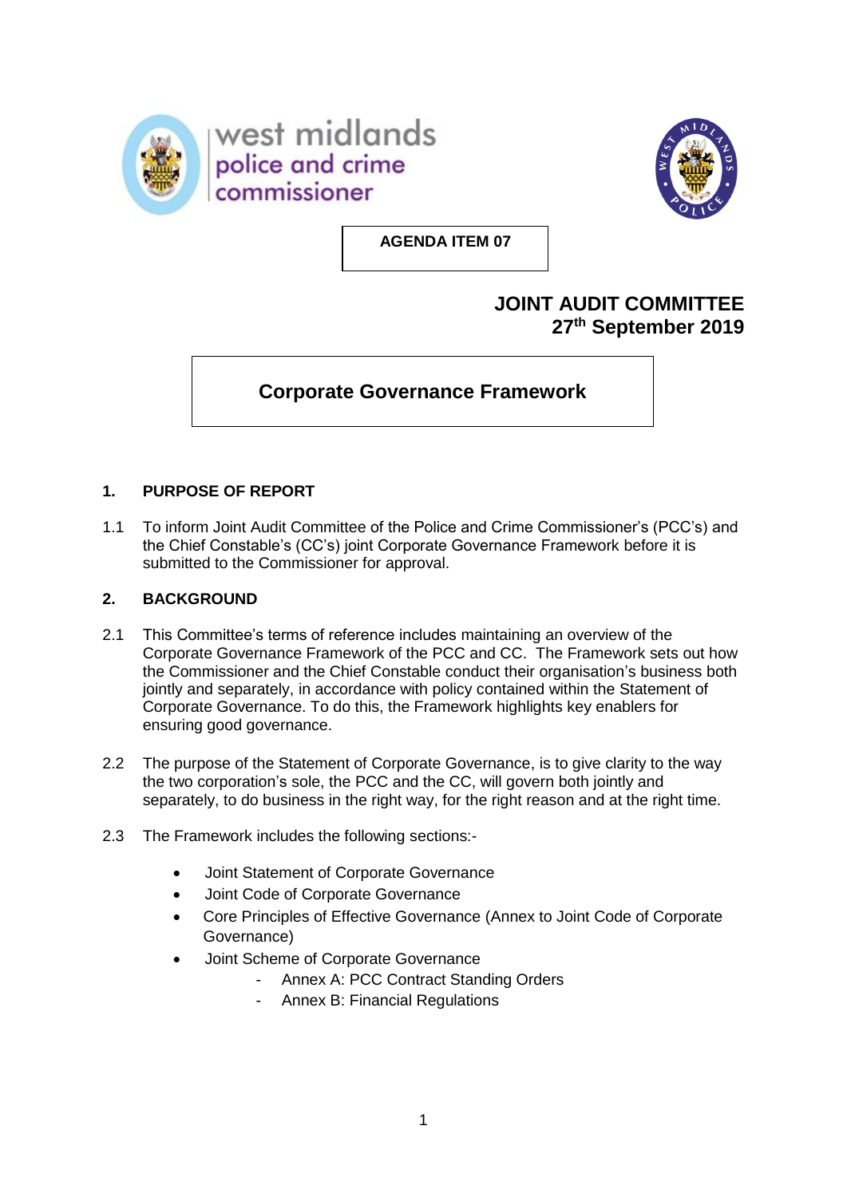west midlands
police and crime
commissioner

**AGENDA ITEM 07**

**JOINT AUDIT COMMITTEE**
**27th September 2019**

# Corporate Governance Framework

## 1. PURPOSE OF REPORT

1.1 To inform Joint Audit Committee of the Police and Crime Commissioner's (PCC's) and the Chief Constable's (CC's) joint Corporate Governance Framework before it is submitted to the Commissioner for approval.

## 2. BACKGROUND

2.1 This Committee's terms of reference includes maintaining an overview of the Corporate Governance Framework of the PCC and CC. The Framework sets out how the Commissioner and the Chief Constable conduct their organisation's business both jointly and separately, in accordance with policy contained within the Statement of Corporate Governance. To do this, the Framework highlights key enablers for ensuring good governance.

2.2 The purpose of the Statement of Corporate Governance, is to give clarity to the way the two corporation's sole, the PCC and the CC, will govern both jointly and separately, to do business in the right way, for the right reason and at the right time.

2.3 The Framework includes the following sections:-

- Joint Statement of Corporate Governance
- Joint Code of Corporate Governance
- Core Principles of Effective Governance (Annex to Joint Code of Corporate Governance)
- Joint Scheme of Corporate Governance
  - Annex A: PCC Contract Standing Orders
  - Annex B: Financial Regulations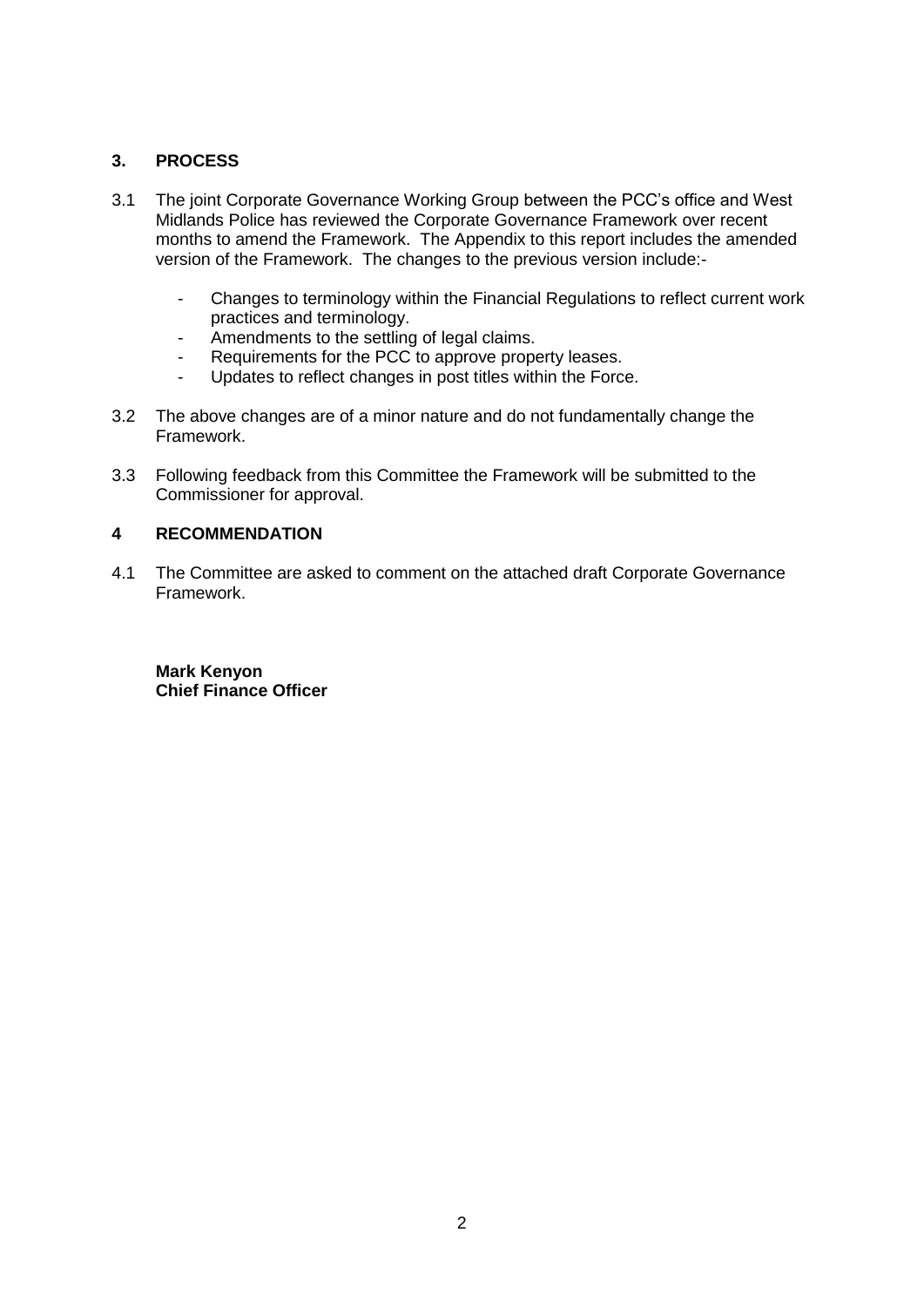## 3. PROCESS

3.1 The joint Corporate Governance Working Group between the PCC's office and West Midlands Police has reviewed the Corporate Governance Framework over recent months to amend the Framework. The Appendix to this report includes the amended version of the Framework. The changes to the previous version include:-

- Changes to terminology within the Financial Regulations to reflect current work practices and terminology.
- Amendments to the settling of legal claims.
- Requirements for the PCC to approve property leases.
- Updates to reflect changes in post titles within the Force.

3.2 The above changes are of a minor nature and do not fundamentally change the Framework.

3.3 Following feedback from this Committee the Framework will be submitted to the Commissioner for approval.

## 4 RECOMMENDATION

4.1 The Committee are asked to comment on the attached draft Corporate Governance Framework.

**Mark Kenyon**
**Chief Finance Officer**